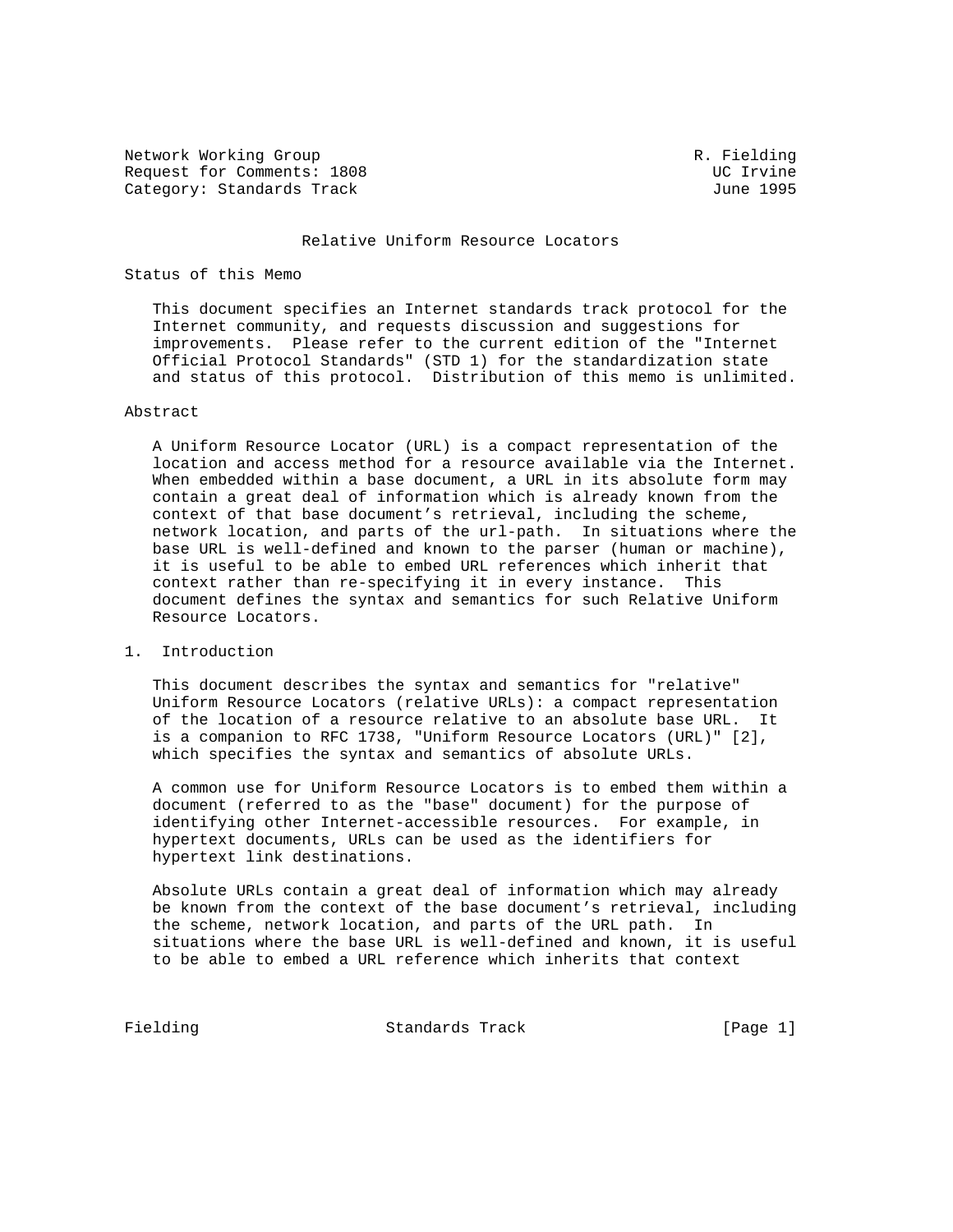Network Working Group R. Fielding
Request for Comments: 1808 UC Irvine
Category: Standards Track June 1995

# Relative Uniform Resource Locators

## Status of this Memo

This document specifies an Internet standards track protocol for the Internet community, and requests discussion and suggestions for improvements. Please refer to the current edition of the "Internet Official Protocol Standards" (STD 1) for the standardization state and status of this protocol. Distribution of this memo is unlimited.

## Abstract

A Uniform Resource Locator (URL) is a compact representation of the location and access method for a resource available via the Internet. When embedded within a base document, a URL in its absolute form may contain a great deal of information which is already known from the context of that base document's retrieval, including the scheme, network location, and parts of the url-path. In situations where the base URL is well-defined and known to the parser (human or machine), it is useful to be able to embed URL references which inherit that context rather than re-specifying it in every instance. This document defines the syntax and semantics for such Relative Uniform Resource Locators.

## 1. Introduction

This document describes the syntax and semantics for "relative" Uniform Resource Locators (relative URLs): a compact representation of the location of a resource relative to an absolute base URL. It is a companion to RFC 1738, "Uniform Resource Locators (URL)" [2], which specifies the syntax and semantics of absolute URLs.

A common use for Uniform Resource Locators is to embed them within a document (referred to as the "base" document) for the purpose of identifying other Internet-accessible resources. For example, in hypertext documents, URLs can be used as the identifiers for hypertext link destinations.

Absolute URLs contain a great deal of information which may already be known from the context of the base document's retrieval, including the scheme, network location, and parts of the URL path. In situations where the base URL is well-defined and known, it is useful to be able to embed a URL reference which inherits that context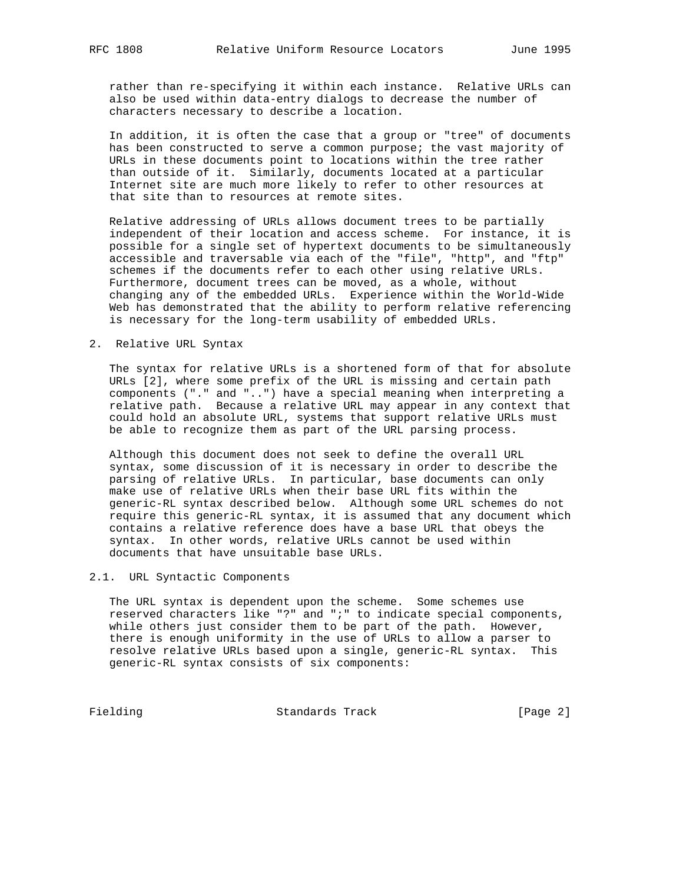rather than re-specifying it within each instance. Relative URLs can also be used within data-entry dialogs to decrease the number of characters necessary to describe a location.

In addition, it is often the case that a group or "tree" of documents has been constructed to serve a common purpose; the vast majority of URLs in these documents point to locations within the tree rather than outside of it. Similarly, documents located at a particular Internet site are much more likely to refer to other resources at that site than to resources at remote sites.

Relative addressing of URLs allows document trees to be partially independent of their location and access scheme. For instance, it is possible for a single set of hypertext documents to be simultaneously accessible and traversable via each of the "file", "http", and "ftp" schemes if the documents refer to each other using relative URLs. Furthermore, document trees can be moved, as a whole, without changing any of the embedded URLs. Experience within the World-Wide Web has demonstrated that the ability to perform relative referencing is necessary for the long-term usability of embedded URLs.

## 2. Relative URL Syntax

The syntax for relative URLs is a shortened form of that for absolute URLs [2], where some prefix of the URL is missing and certain path components ("." and "..") have a special meaning when interpreting a relative path. Because a relative URL may appear in any context that could hold an absolute URL, systems that support relative URLs must be able to recognize them as part of the URL parsing process.

Although this document does not seek to define the overall URL syntax, some discussion of it is necessary in order to describe the parsing of relative URLs. In particular, base documents can only make use of relative URLs when their base URL fits within the generic-RL syntax described below. Although some URL schemes do not require this generic-RL syntax, it is assumed that any document which contains a relative reference does have a base URL that obeys the syntax. In other words, relative URLs cannot be used within documents that have unsuitable base URLs.

### 2.1. URL Syntactic Components

The URL syntax is dependent upon the scheme. Some schemes use reserved characters like "?" and ";" to indicate special components, while others just consider them to be part of the path. However, there is enough uniformity in the use of URLs to allow a parser to resolve relative URLs based upon a single, generic-RL syntax. This generic-RL syntax consists of six components: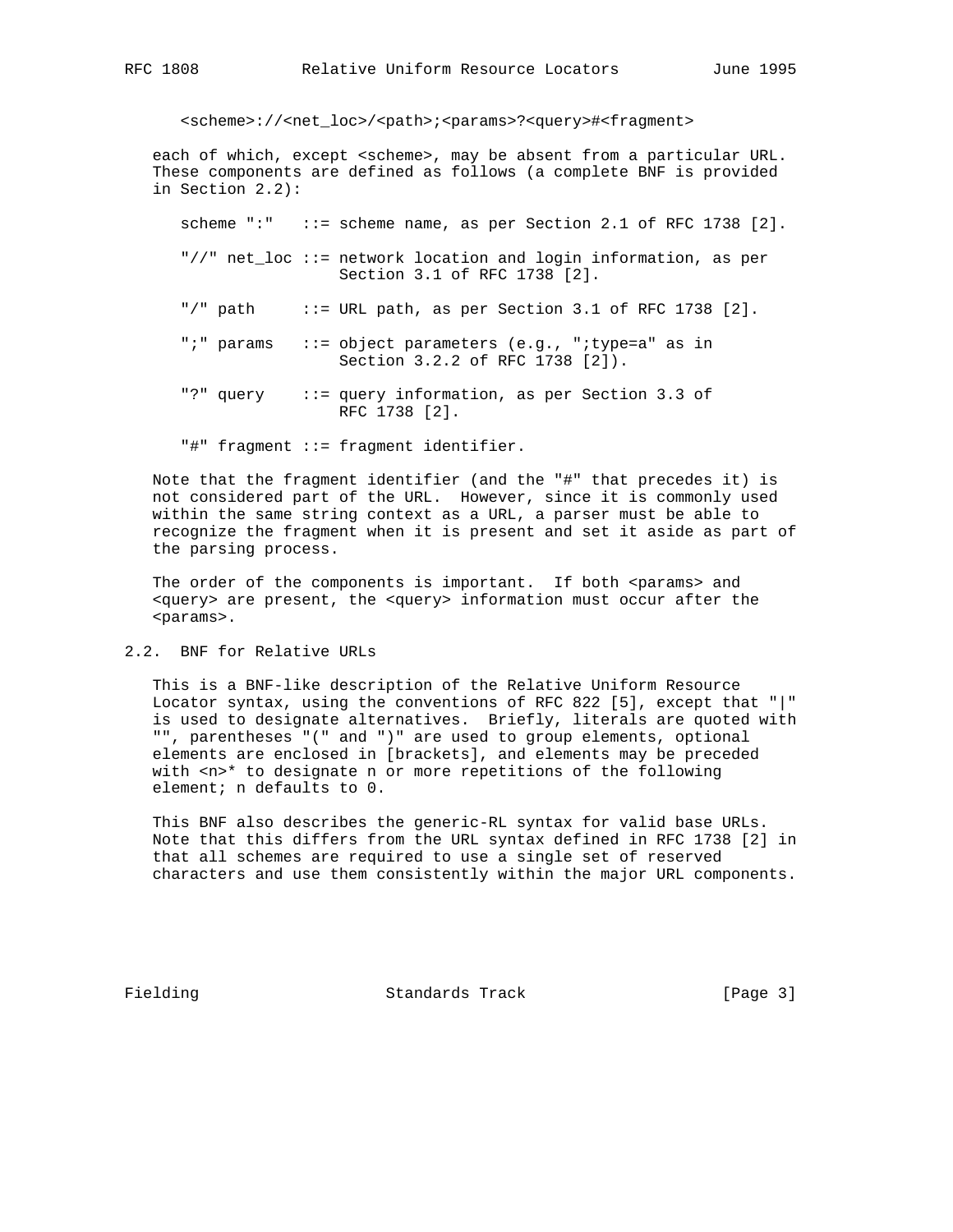```
<scheme>://<net_loc>/<path>;<params>?<query>#<fragment>
```

each of which, except <scheme>, may be absent from a particular URL. These components are defined as follows (a complete BNF is provided in Section 2.2):

```
scheme ":"   ::= scheme name, as per Section 2.1 of RFC 1738 [2].

"//" net_loc ::= network location and login information, as per
                 Section 3.1 of RFC 1738 [2].

"/" path     ::= URL path, as per Section 3.1 of RFC 1738 [2].

";" params   ::= object parameters (e.g., ";type=a" as in
                 Section 3.2.2 of RFC 1738 [2]).

"?" query    ::= query information, as per Section 3.3 of
                 RFC 1738 [2].

"#" fragment ::= fragment identifier.
```

Note that the fragment identifier (and the "#" that precedes it) is not considered part of the URL. However, since it is commonly used within the same string context as a URL, a parser must be able to recognize the fragment when it is present and set it aside as part of the parsing process.

The order of the components is important. If both <params> and <query> are present, the <query> information must occur after the <params>.

## 2.2. BNF for Relative URLs

This is a BNF-like description of the Relative Uniform Resource Locator syntax, using the conventions of RFC 822 [5], except that "|" is used to designate alternatives. Briefly, literals are quoted with "", parentheses "(" and ")" are used to group elements, optional elements are enclosed in [brackets], and elements may be preceded with <n>* to designate n or more repetitions of the following element; n defaults to 0.

This BNF also describes the generic-RL syntax for valid base URLs. Note that this differs from the URL syntax defined in RFC 1738 [2] in that all schemes are required to use a single set of reserved characters and use them consistently within the major URL components.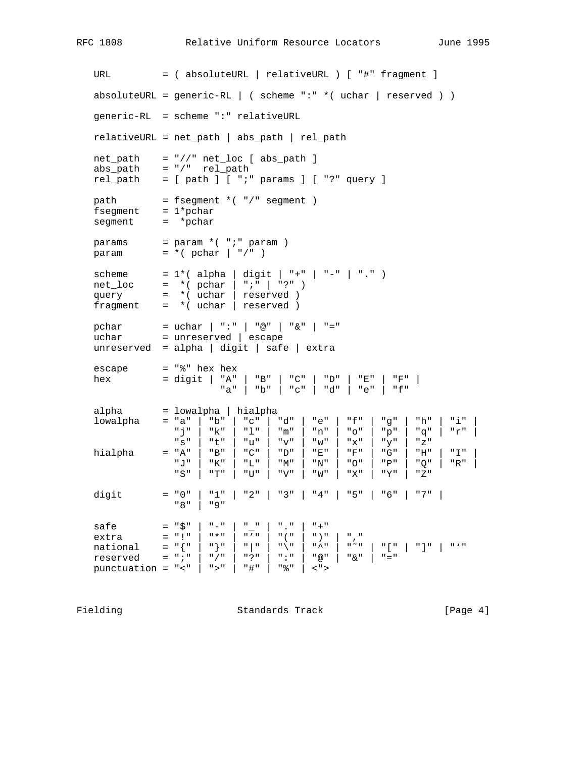```
   URL         = ( absoluteURL | relativeURL ) [ "#" fragment ]

   absoluteURL = generic-RL | ( scheme ":" *( uchar | reserved ) )

   generic-RL  = scheme ":" relativeURL

   relativeURL = net_path | abs_path | rel_path

   net_path    = "//" net_loc [ abs_path ]
   abs_path    = "/"  rel_path
   rel_path    = [ path ] [ ";" params ] [ "?" query ]

   path        = fsegment *( "/" segment )
   fsegment    = 1*pchar
   segment     =  *pchar

   params      = param *( ";" param )
   param       = *( pchar | "/" )

   scheme      = 1*( alpha | digit | "+" | "-" | "." )
   net_loc     =  *( pchar | ";" | "?" )
   query       =  *( uchar | reserved )
   fragment    =  *( uchar | reserved )

   pchar       = uchar | ":" | "@" | "&" | "="
   uchar       = unreserved | escape
   unreserved  = alpha | digit | safe | extra

   escape      = "%" hex hex
   hex         = digit | "A" | "B" | "C" | "D" | "E" | "F" |
                         "a" | "b" | "c" | "d" | "e" | "f"

   alpha       = lowalpha | hialpha
   lowalpha    = "a" | "b" | "c" | "d" | "e" | "f" | "g" | "h" | "i" |
                 "j" | "k" | "l" | "m" | "n" | "o" | "p" | "q" | "r" |
                 "s" | "t" | "u" | "v" | "w" | "x" | "y" | "z"
   hialpha     = "A" | "B" | "C" | "D" | "E" | "F" | "G" | "H" | "I" |
                 "J" | "K" | "L" | "M" | "N" | "O" | "P" | "Q" | "R" |
                 "S" | "T" | "U" | "V" | "W" | "X" | "Y" | "Z"

   digit       = "0" | "1" | "2" | "3" | "4" | "5" | "6" | "7" |
                 "8" | "9"

   safe        = "$" | "-" | "_" | "." | "+"
   extra       = "!" | "*" | "'" | "(" | ")" | ","
   national    = "{" | "}" | "|" | "\" | "^" | "~" | "[" | "]" | "`"
   reserved    = ";" | "/" | "?" | ":" | "@" | "&" | "="
   punctuation = "<" | ">" | "#" | "%" | <">
```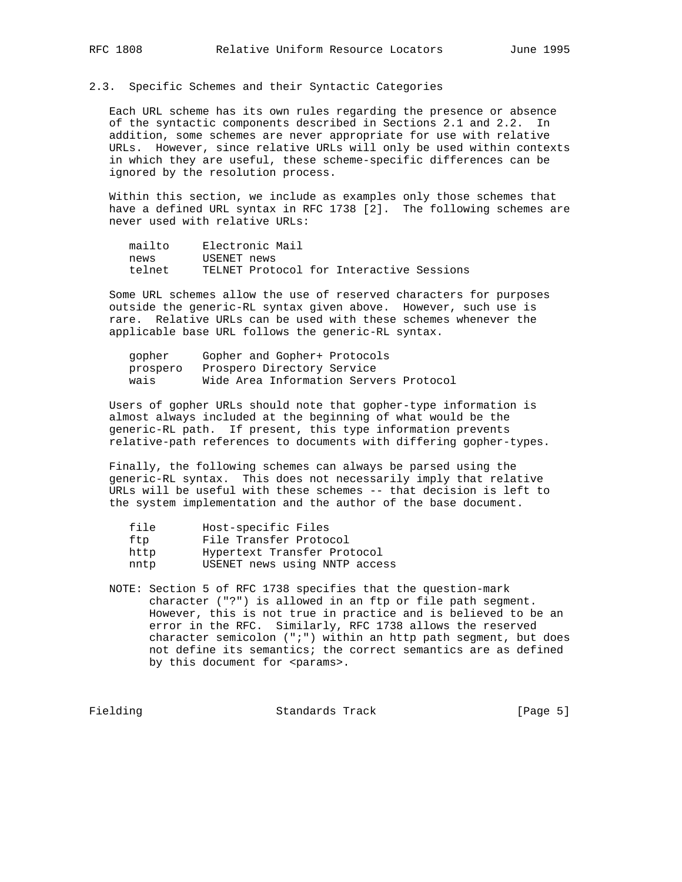## 2.3. Specific Schemes and their Syntactic Categories

Each URL scheme has its own rules regarding the presence or absence of the syntactic components described in Sections 2.1 and 2.2. In addition, some schemes are never appropriate for use with relative URLs. However, since relative URLs will only be used within contexts in which they are useful, these scheme-specific differences can be ignored by the resolution process.

Within this section, we include as examples only those schemes that have a defined URL syntax in RFC 1738 [2]. The following schemes are never used with relative URLs:

```
mailto     Electronic Mail
news       USENET news
telnet     TELNET Protocol for Interactive Sessions
```

Some URL schemes allow the use of reserved characters for purposes outside the generic-RL syntax given above. However, such use is rare. Relative URLs can be used with these schemes whenever the applicable base URL follows the generic-RL syntax.

```
gopher     Gopher and Gopher+ Protocols
prospero   Prospero Directory Service
wais       Wide Area Information Servers Protocol
```

Users of gopher URLs should note that gopher-type information is almost always included at the beginning of what would be the generic-RL path. If present, this type information prevents relative-path references to documents with differing gopher-types.

Finally, the following schemes can always be parsed using the generic-RL syntax. This does not necessarily imply that relative URLs will be useful with these schemes -- that decision is left to the system implementation and the author of the base document.

```
file       Host-specific Files
ftp        File Transfer Protocol
http       Hypertext Transfer Protocol
nntp       USENET news using NNTP access
```

NOTE: Section 5 of RFC 1738 specifies that the question-mark character ("?") is allowed in an ftp or file path segment. However, this is not true in practice and is believed to be an error in the RFC. Similarly, RFC 1738 allows the reserved character semicolon (";") within an http path segment, but does not define its semantics; the correct semantics are as defined by this document for <params>.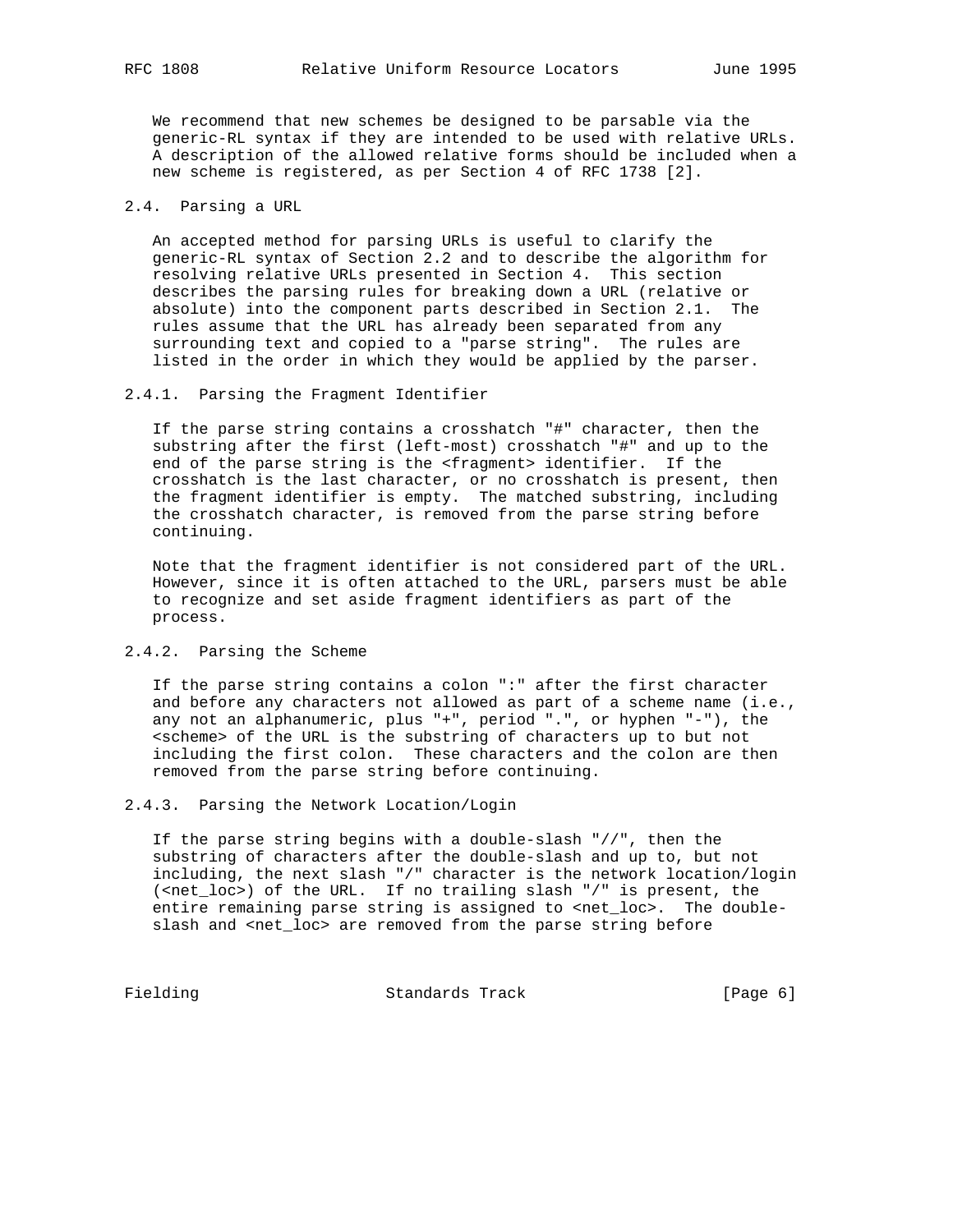We recommend that new schemes be designed to be parsable via the generic-RL syntax if they are intended to be used with relative URLs. A description of the allowed relative forms should be included when a new scheme is registered, as per Section 4 of RFC 1738 [2].

### 2.4. Parsing a URL

An accepted method for parsing URLs is useful to clarify the generic-RL syntax of Section 2.2 and to describe the algorithm for resolving relative URLs presented in Section 4. This section describes the parsing rules for breaking down a URL (relative or absolute) into the component parts described in Section 2.1. The rules assume that the URL has already been separated from any surrounding text and copied to a "parse string". The rules are listed in the order in which they would be applied by the parser.

#### 2.4.1. Parsing the Fragment Identifier

If the parse string contains a crosshatch "#" character, then the substring after the first (left-most) crosshatch "#" and up to the end of the parse string is the <fragment> identifier. If the crosshatch is the last character, or no crosshatch is present, then the fragment identifier is empty. The matched substring, including the crosshatch character, is removed from the parse string before continuing.

Note that the fragment identifier is not considered part of the URL. However, since it is often attached to the URL, parsers must be able to recognize and set aside fragment identifiers as part of the process.

#### 2.4.2. Parsing the Scheme

If the parse string contains a colon ":" after the first character and before any characters not allowed as part of a scheme name (i.e., any not an alphanumeric, plus "+", period ".", or hyphen "-"), the <scheme> of the URL is the substring of characters up to but not including the first colon. These characters and the colon are then removed from the parse string before continuing.

#### 2.4.3. Parsing the Network Location/Login

If the parse string begins with a double-slash "//", then the substring of characters after the double-slash and up to, but not including, the next slash "/" character is the network location/login (<net_loc>) of the URL. If no trailing slash "/" is present, the entire remaining parse string is assigned to <net_loc>. The double-slash and <net_loc> are removed from the parse string before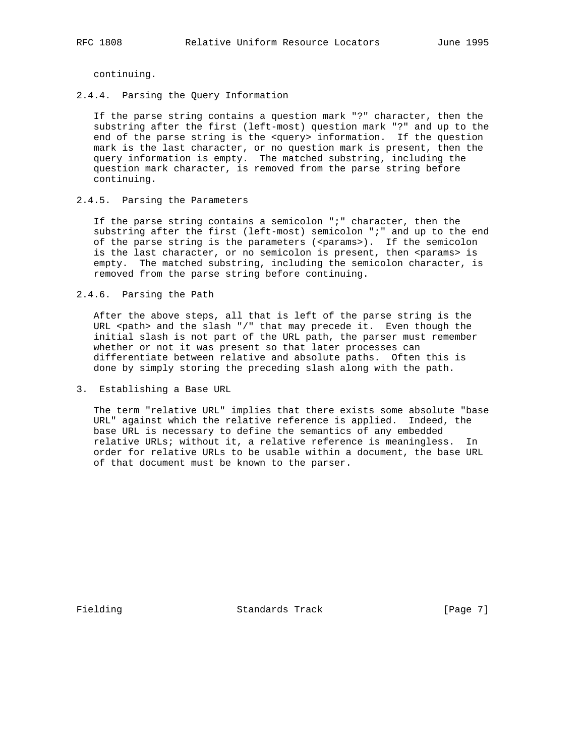continuing.

### 2.4.4. Parsing the Query Information

If the parse string contains a question mark "?" character, then the substring after the first (left-most) question mark "?" and up to the end of the parse string is the <query> information. If the question mark is the last character, or no question mark is present, then the query information is empty. The matched substring, including the question mark character, is removed from the parse string before continuing.

### 2.4.5. Parsing the Parameters

If the parse string contains a semicolon ";" character, then the substring after the first (left-most) semicolon ";" and up to the end of the parse string is the parameters (<params>). If the semicolon is the last character, or no semicolon is present, then <params> is empty. The matched substring, including the semicolon character, is removed from the parse string before continuing.

### 2.4.6. Parsing the Path

After the above steps, all that is left of the parse string is the URL <path> and the slash "/" that may precede it. Even though the initial slash is not part of the URL path, the parser must remember whether or not it was present so that later processes can differentiate between relative and absolute paths. Often this is done by simply storing the preceding slash along with the path.

## 3. Establishing a Base URL

The term "relative URL" implies that there exists some absolute "base URL" against which the relative reference is applied. Indeed, the base URL is necessary to define the semantics of any embedded relative URLs; without it, a relative reference is meaningless. In order for relative URLs to be usable within a document, the base URL of that document must be known to the parser.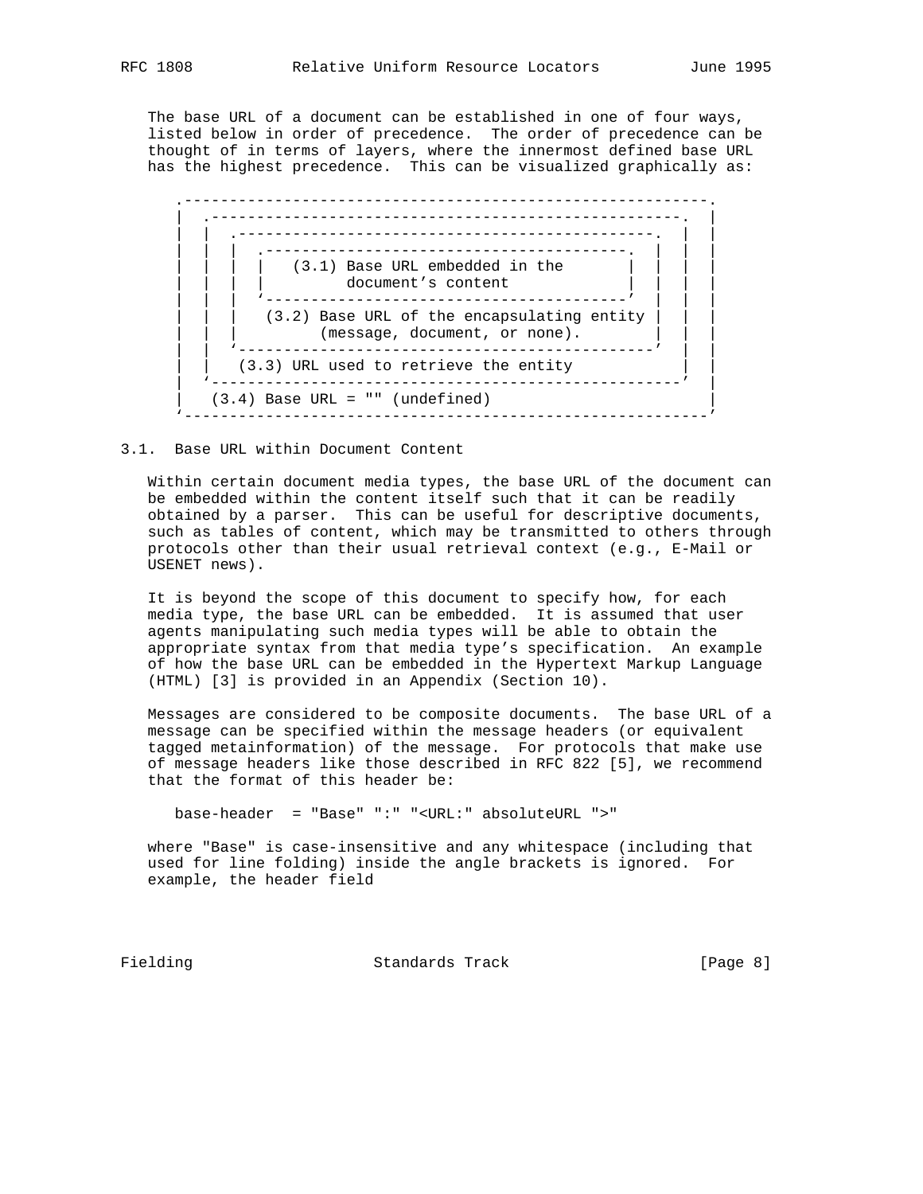The base URL of a document can be established in one of four ways, listed below in order of precedence. The order of precedence can be thought of in terms of layers, where the innermost defined base URL has the highest precedence. This can be visualized graphically as:

```
 .----------------------------------------------------------.
 |  .----------------------------------------------------.  |
 |  |  .----------------------------------------------.  |  |
 |  |  |  .----------------------------------------.  |  |  |
 |  |  |  |   (3.1) Base URL embedded in the       |  |  |  |
 |  |  |  |         document's content             |  |  |  |
 |  |  |  `----------------------------------------'  |  |  |
 |  |  |   (3.2) Base URL of the encapsulating entity |  |  |
 |  |  |         (message, document, or none).        |  |  |
 |  |  `----------------------------------------------'  |  |
 |  |   (3.3) URL used to retrieve the entity            |  |
 |  `----------------------------------------------------'  |
 |   (3.4) Base URL = "" (undefined)                        |
 `----------------------------------------------------------'
```

### 3.1. Base URL within Document Content

Within certain document media types, the base URL of the document can be embedded within the content itself such that it can be readily obtained by a parser. This can be useful for descriptive documents, such as tables of content, which may be transmitted to others through protocols other than their usual retrieval context (e.g., E-Mail or USENET news).

It is beyond the scope of this document to specify how, for each media type, the base URL can be embedded. It is assumed that user agents manipulating such media types will be able to obtain the appropriate syntax from that media type's specification. An example of how the base URL can be embedded in the Hypertext Markup Language (HTML) [3] is provided in an Appendix (Section 10).

Messages are considered to be composite documents. The base URL of a message can be specified within the message headers (or equivalent tagged metainformation) of the message. For protocols that make use of message headers like those described in RFC 822 [5], we recommend that the format of this header be:

```
base-header  = "Base" ":" "<URL:" absoluteURL ">"
```

where "Base" is case-insensitive and any whitespace (including that used for line folding) inside the angle brackets is ignored. For example, the header field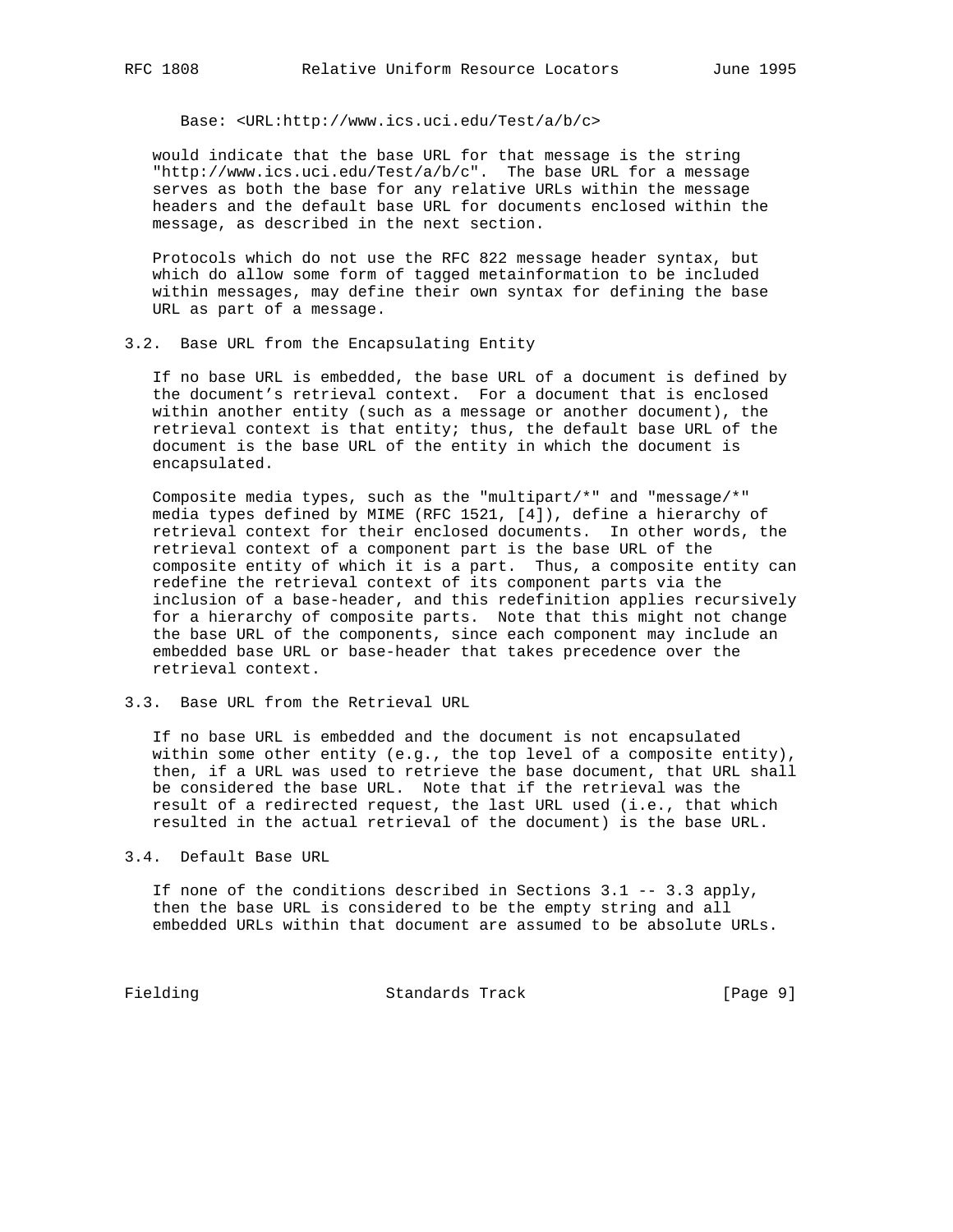```
Base: <URL:http://www.ics.uci.edu/Test/a/b/c>
```

would indicate that the base URL for that message is the string "http://www.ics.uci.edu/Test/a/b/c". The base URL for a message serves as both the base for any relative URLs within the message headers and the default base URL for documents enclosed within the message, as described in the next section.

Protocols which do not use the RFC 822 message header syntax, but which do allow some form of tagged metainformation to be included within messages, may define their own syntax for defining the base URL as part of a message.

### 3.2. Base URL from the Encapsulating Entity

If no base URL is embedded, the base URL of a document is defined by the document's retrieval context. For a document that is enclosed within another entity (such as a message or another document), the retrieval context is that entity; thus, the default base URL of the document is the base URL of the entity in which the document is encapsulated.

Composite media types, such as the "multipart/*" and "message/*" media types defined by MIME (RFC 1521, [4]), define a hierarchy of retrieval context for their enclosed documents. In other words, the retrieval context of a component part is the base URL of the composite entity of which it is a part. Thus, a composite entity can redefine the retrieval context of its component parts via the inclusion of a base-header, and this redefinition applies recursively for a hierarchy of composite parts. Note that this might not change the base URL of the components, since each component may include an embedded base URL or base-header that takes precedence over the retrieval context.

### 3.3. Base URL from the Retrieval URL

If no base URL is embedded and the document is not encapsulated within some other entity (e.g., the top level of a composite entity), then, if a URL was used to retrieve the base document, that URL shall be considered the base URL. Note that if the retrieval was the result of a redirected request, the last URL used (i.e., that which resulted in the actual retrieval of the document) is the base URL.

### 3.4. Default Base URL

If none of the conditions described in Sections 3.1 -- 3.3 apply, then the base URL is considered to be the empty string and all embedded URLs within that document are assumed to be absolute URLs.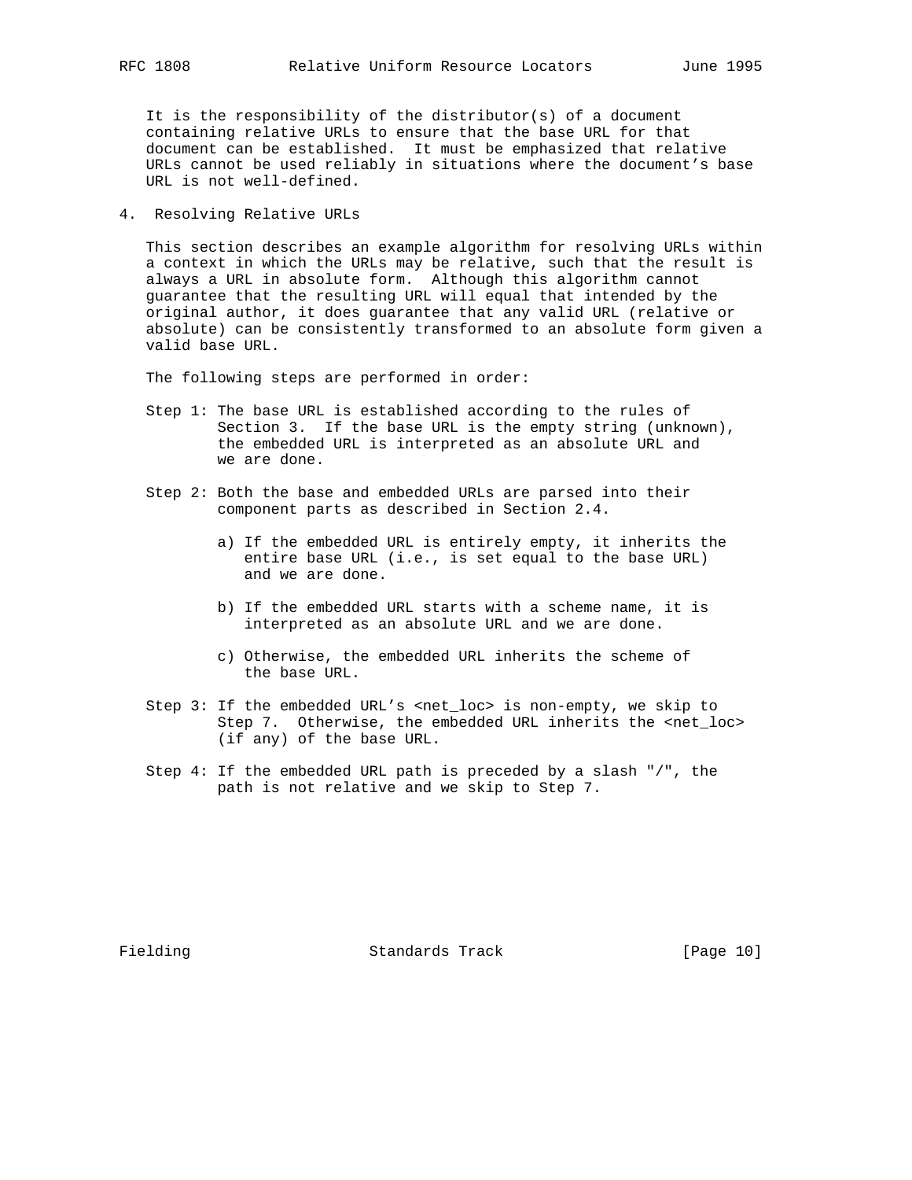It is the responsibility of the distributor(s) of a document containing relative URLs to ensure that the base URL for that document can be established. It must be emphasized that relative URLs cannot be used reliably in situations where the document's base URL is not well-defined.

## 4. Resolving Relative URLs

This section describes an example algorithm for resolving URLs within a context in which the URLs may be relative, such that the result is always a URL in absolute form. Although this algorithm cannot guarantee that the resulting URL will equal that intended by the original author, it does guarantee that any valid URL (relative or absolute) can be consistently transformed to an absolute form given a valid base URL.

The following steps are performed in order:

Step 1: The base URL is established according to the rules of Section 3. If the base URL is the empty string (unknown), the embedded URL is interpreted as an absolute URL and we are done.

Step 2: Both the base and embedded URLs are parsed into their component parts as described in Section 2.4.

  a) If the embedded URL is entirely empty, it inherits the entire base URL (i.e., is set equal to the base URL) and we are done.

  b) If the embedded URL starts with a scheme name, it is interpreted as an absolute URL and we are done.

  c) Otherwise, the embedded URL inherits the scheme of the base URL.

Step 3: If the embedded URL's <net_loc> is non-empty, we skip to Step 7. Otherwise, the embedded URL inherits the <net_loc> (if any) of the base URL.

Step 4: If the embedded URL path is preceded by a slash "/", the path is not relative and we skip to Step 7.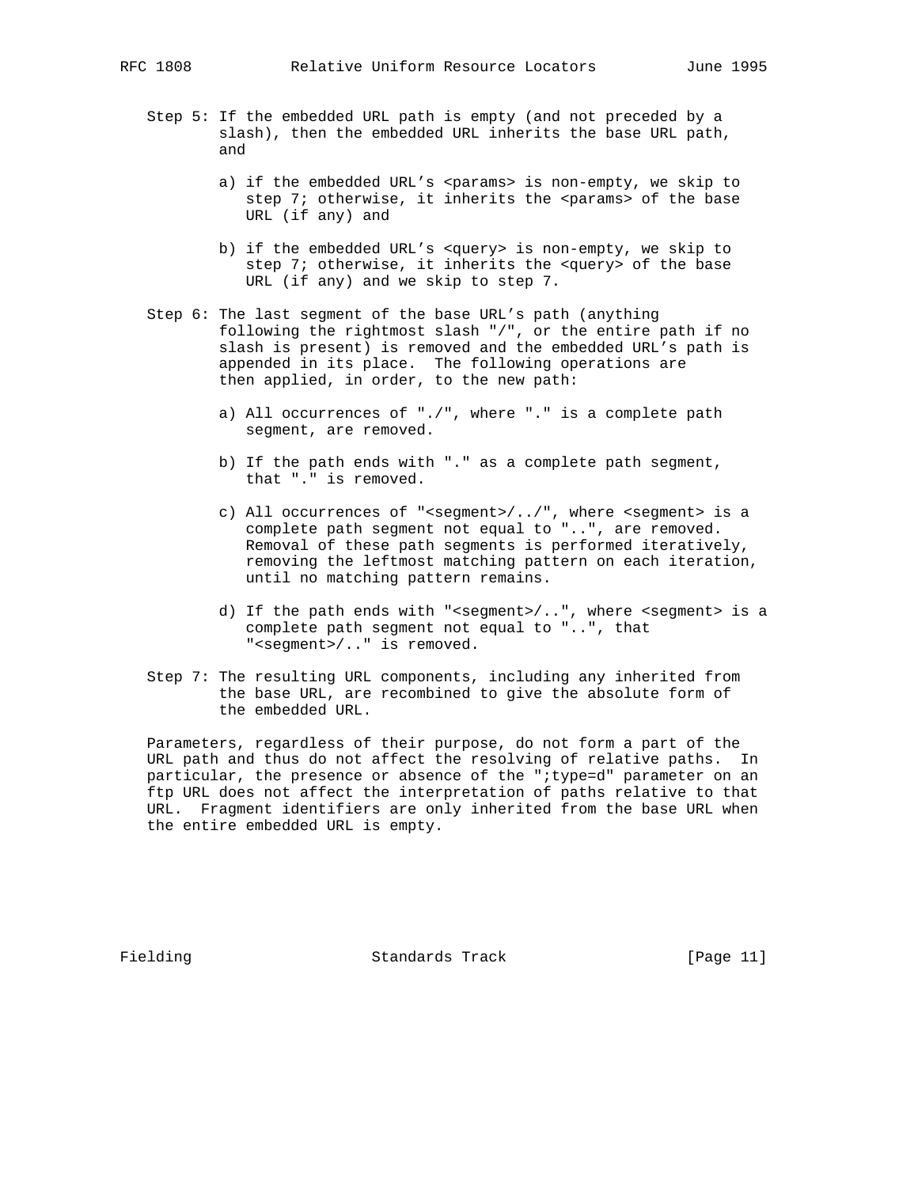Step 5: If the embedded URL path is empty (and not preceded by a slash), then the embedded URL inherits the base URL path, and

a) if the embedded URL's <params> is non-empty, we skip to step 7; otherwise, it inherits the <params> of the base URL (if any) and

b) if the embedded URL's <query> is non-empty, we skip to step 7; otherwise, it inherits the <query> of the base URL (if any) and we skip to step 7.

Step 6: The last segment of the base URL's path (anything following the rightmost slash "/", or the entire path if no slash is present) is removed and the embedded URL's path is appended in its place. The following operations are then applied, in order, to the new path:

a) All occurrences of "./", where "." is a complete path segment, are removed.

b) If the path ends with "." as a complete path segment, that "." is removed.

c) All occurrences of "<segment>/../", where <segment> is a complete path segment not equal to "..", are removed. Removal of these path segments is performed iteratively, removing the leftmost matching pattern on each iteration, until no matching pattern remains.

d) If the path ends with "<segment>/..", where <segment> is a complete path segment not equal to "..", that "<segment>/.." is removed.

Step 7: The resulting URL components, including any inherited from the base URL, are recombined to give the absolute form of the embedded URL.

Parameters, regardless of their purpose, do not form a part of the URL path and thus do not affect the resolving of relative paths. In particular, the presence or absence of the ";type=d" parameter on an ftp URL does not affect the interpretation of paths relative to that URL. Fragment identifiers are only inherited from the base URL when the entire embedded URL is empty.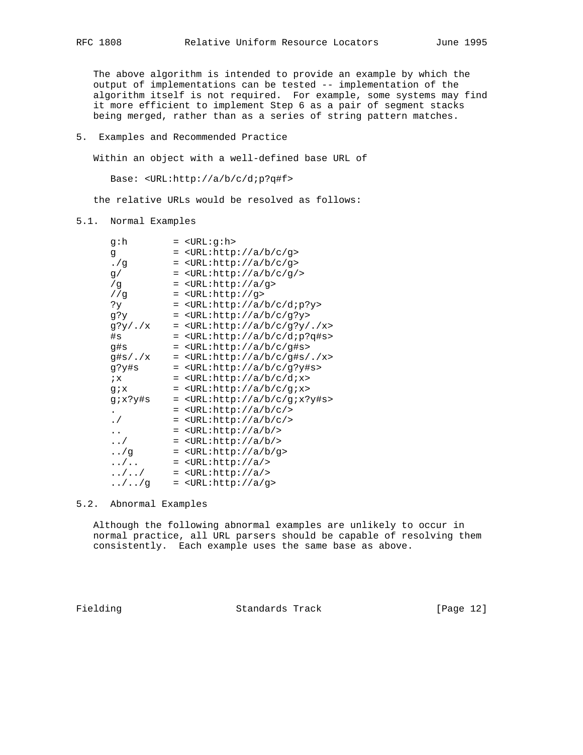The above algorithm is intended to provide an example by which the output of implementations can be tested -- implementation of the algorithm itself is not required. For example, some systems may find it more efficient to implement Step 6 as a pair of segment stacks being merged, rather than as a series of string pattern matches.

## 5. Examples and Recommended Practice

Within an object with a well-defined base URL of

```
Base: <URL:http://a/b/c/d;p?q#f>
```

the relative URLs would be resolved as follows:

### 5.1. Normal Examples

```
g:h        = <URL:g:h>
g          = <URL:http://a/b/c/g>
./g        = <URL:http://a/b/c/g>
g/         = <URL:http://a/b/c/g/>
/g         = <URL:http://a/g>
//g        = <URL:http://g>
?y         = <URL:http://a/b/c/d;p?y>
g?y        = <URL:http://a/b/c/g?y>
g?y/./x    = <URL:http://a/b/c/g?y/./x>
#s         = <URL:http://a/b/c/d;p?q#s>
g#s        = <URL:http://a/b/c/g#s>
g#s/./x    = <URL:http://a/b/c/g#s/./x>
g?y#s      = <URL:http://a/b/c/g?y#s>
;x         = <URL:http://a/b/c/d;x>
g;x        = <URL:http://a/b/c/g;x>
g;x?y#s    = <URL:http://a/b/c/g;x?y#s>
.          = <URL:http://a/b/c/>
./         = <URL:http://a/b/c/>
..         = <URL:http://a/b/>
../        = <URL:http://a/b/>
../g       = <URL:http://a/b/g>
../..      = <URL:http://a/>
../../     = <URL:http://a/>
../../g    = <URL:http://a/g>
```

### 5.2. Abnormal Examples

Although the following abnormal examples are unlikely to occur in normal practice, all URL parsers should be capable of resolving them consistently. Each example uses the same base as above.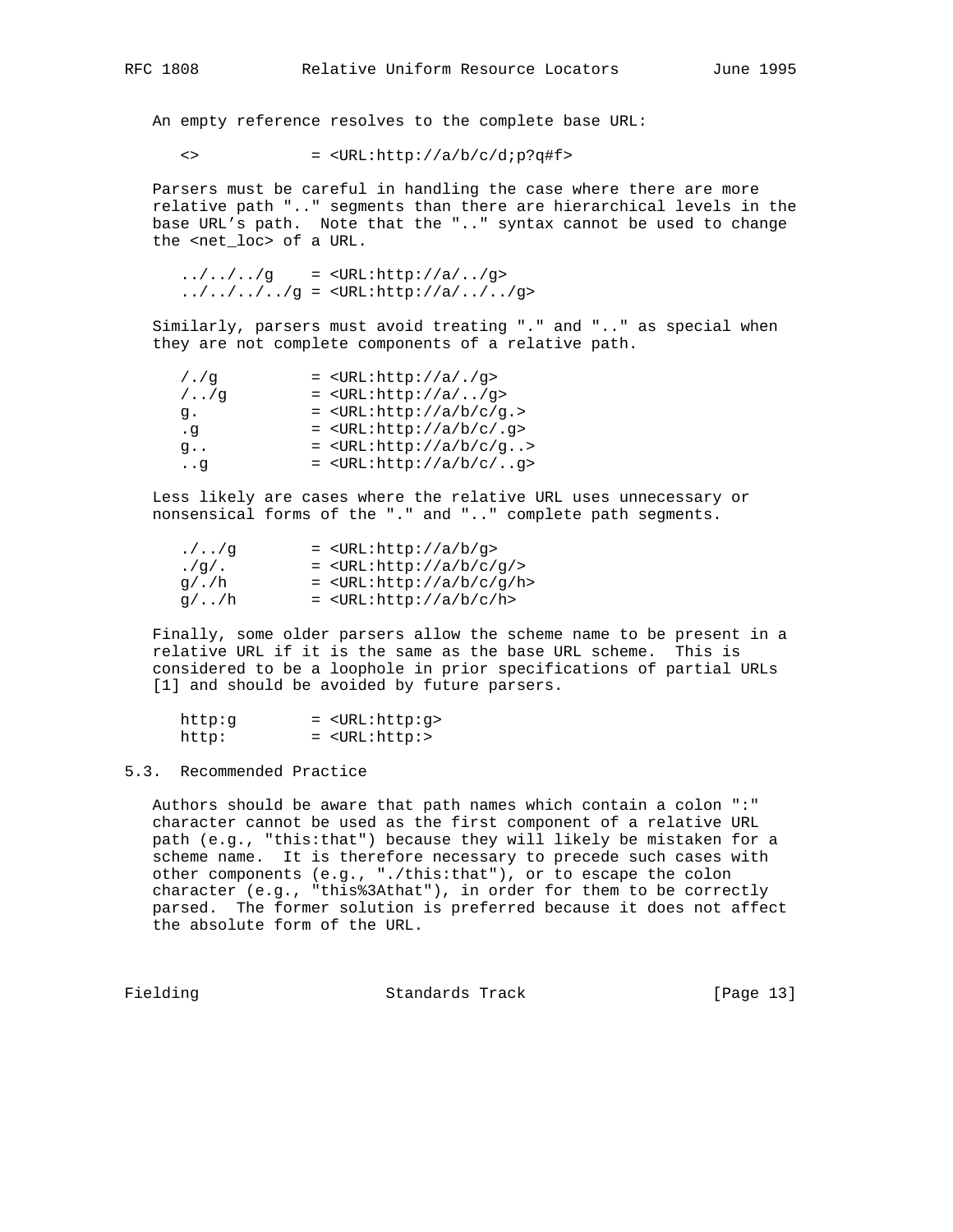An empty reference resolves to the complete base URL:

```
<>            = <URL:http://a/b/c/d;p?q#f>
```

Parsers must be careful in handling the case where there are more relative path ".." segments than there are hierarchical levels in the base URL's path. Note that the ".." syntax cannot be used to change the <net_loc> of a URL.

```
../../../g    = <URL:http://a/../g>
../../../../g = <URL:http://a/../../g>
```

Similarly, parsers must avoid treating "." and ".." as special when they are not complete components of a relative path.

```
/./g          = <URL:http://a/./g>
/../g         = <URL:http://a/../g>
g.            = <URL:http://a/b/c/g.>
.g            = <URL:http://a/b/c/.g>
g..           = <URL:http://a/b/c/g..>
..g           = <URL:http://a/b/c/..g>
```

Less likely are cases where the relative URL uses unnecessary or nonsensical forms of the "." and ".." complete path segments.

```
./../g        = <URL:http://a/b/g>
./g/.         = <URL:http://a/b/c/g/>
g/./h         = <URL:http://a/b/c/g/h>
g/../h        = <URL:http://a/b/c/h>
```

Finally, some older parsers allow the scheme name to be present in a relative URL if it is the same as the base URL scheme. This is considered to be a loophole in prior specifications of partial URLs [1] and should be avoided by future parsers.

```
http:g        = <URL:http:g>
http:         = <URL:http:>
```

## 5.3. Recommended Practice

Authors should be aware that path names which contain a colon ":" character cannot be used as the first component of a relative URL path (e.g., "this:that") because they will likely be mistaken for a scheme name. It is therefore necessary to precede such cases with other components (e.g., "./this:that"), or to escape the colon character (e.g., "this%3Athat"), in order for them to be correctly parsed. The former solution is preferred because it does not affect the absolute form of the URL.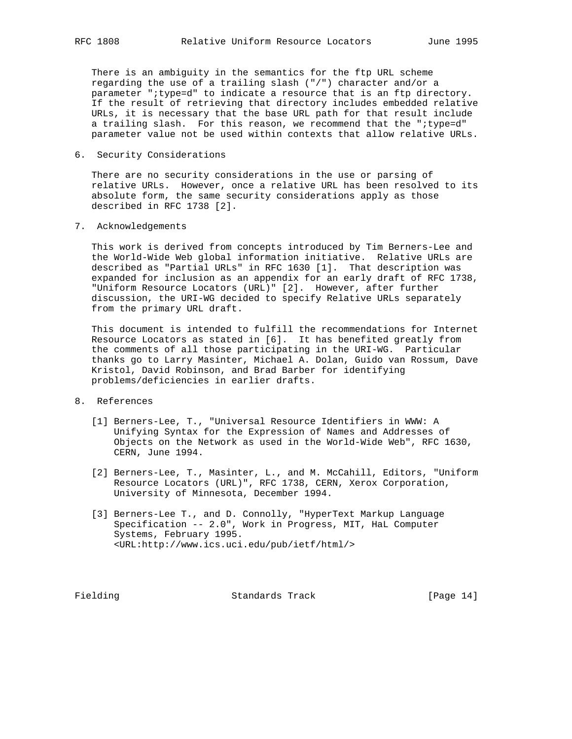There is an ambiguity in the semantics for the ftp URL scheme regarding the use of a trailing slash ("/") character and/or a parameter ";type=d" to indicate a resource that is an ftp directory. If the result of retrieving that directory includes embedded relative URLs, it is necessary that the base URL path for that result include a trailing slash. For this reason, we recommend that the ";type=d" parameter value not be used within contexts that allow relative URLs.

## 6. Security Considerations

There are no security considerations in the use or parsing of relative URLs. However, once a relative URL has been resolved to its absolute form, the same security considerations apply as those described in RFC 1738 [2].

## 7. Acknowledgements

This work is derived from concepts introduced by Tim Berners-Lee and the World-Wide Web global information initiative. Relative URLs are described as "Partial URLs" in RFC 1630 [1]. That description was expanded for inclusion as an appendix for an early draft of RFC 1738, "Uniform Resource Locators (URL)" [2]. However, after further discussion, the URI-WG decided to specify Relative URLs separately from the primary URL draft.

This document is intended to fulfill the recommendations for Internet Resource Locators as stated in [6]. It has benefited greatly from the comments of all those participating in the URI-WG. Particular thanks go to Larry Masinter, Michael A. Dolan, Guido van Rossum, Dave Kristol, David Robinson, and Brad Barber for identifying problems/deficiencies in earlier drafts.

## 8. References

[1] Berners-Lee, T., "Universal Resource Identifiers in WWW: A Unifying Syntax for the Expression of Names and Addresses of Objects on the Network as used in the World-Wide Web", RFC 1630, CERN, June 1994.

[2] Berners-Lee, T., Masinter, L., and M. McCahill, Editors, "Uniform Resource Locators (URL)", RFC 1738, CERN, Xerox Corporation, University of Minnesota, December 1994.

[3] Berners-Lee T., and D. Connolly, "HyperText Markup Language Specification -- 2.0", Work in Progress, MIT, HaL Computer Systems, February 1995. <URL:http://www.ics.uci.edu/pub/ietf/html/>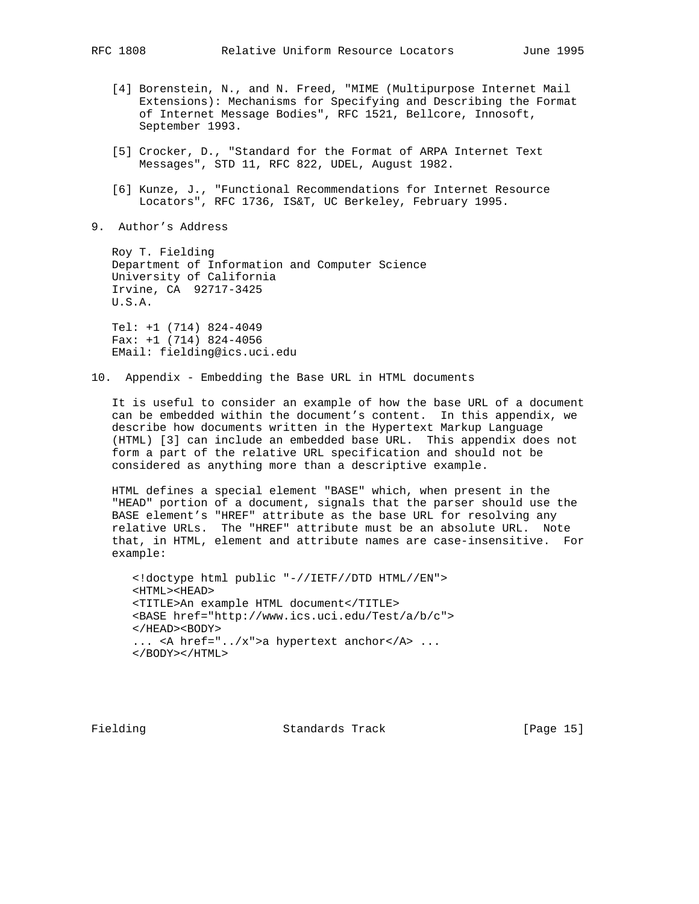[4] Borenstein, N., and N. Freed, "MIME (Multipurpose Internet Mail Extensions): Mechanisms for Specifying and Describing the Format of Internet Message Bodies", RFC 1521, Bellcore, Innosoft, September 1993.

[5] Crocker, D., "Standard for the Format of ARPA Internet Text Messages", STD 11, RFC 822, UDEL, August 1982.

[6] Kunze, J., "Functional Recommendations for Internet Resource Locators", RFC 1736, IS&T, UC Berkeley, February 1995.

## 9. Author's Address

Roy T. Fielding
Department of Information and Computer Science
University of California
Irvine, CA 92717-3425
U.S.A.

Tel: +1 (714) 824-4049
Fax: +1 (714) 824-4056
EMail: fielding@ics.uci.edu

## 10. Appendix - Embedding the Base URL in HTML documents

It is useful to consider an example of how the base URL of a document can be embedded within the document's content. In this appendix, we describe how documents written in the Hypertext Markup Language (HTML) [3] can include an embedded base URL. This appendix does not form a part of the relative URL specification and should not be considered as anything more than a descriptive example.

HTML defines a special element "BASE" which, when present in the "HEAD" portion of a document, signals that the parser should use the BASE element's "HREF" attribute as the base URL for resolving any relative URLs. The "HREF" attribute must be an absolute URL. Note that, in HTML, element and attribute names are case-insensitive. For example:

```
<!doctype html public "-//IETF//DTD HTML//EN">
<HTML><HEAD>
<TITLE>An example HTML document</TITLE>
<BASE href="http://www.ics.uci.edu/Test/a/b/c">
</HEAD><BODY>
... <A href="../x">a hypertext anchor</A> ...
</BODY></HTML>
```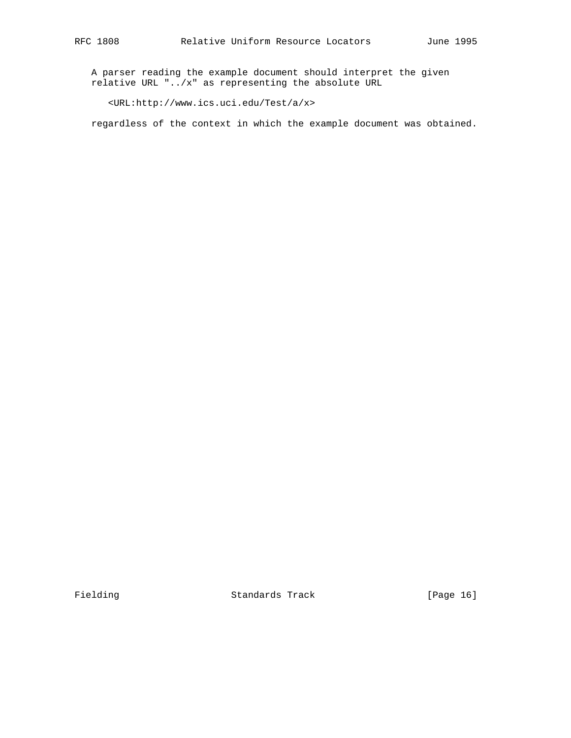A parser reading the example document should interpret the given relative URL "../x" as representing the absolute URL

<URL:http://www.ics.uci.edu/Test/a/x>

regardless of the context in which the example document was obtained.